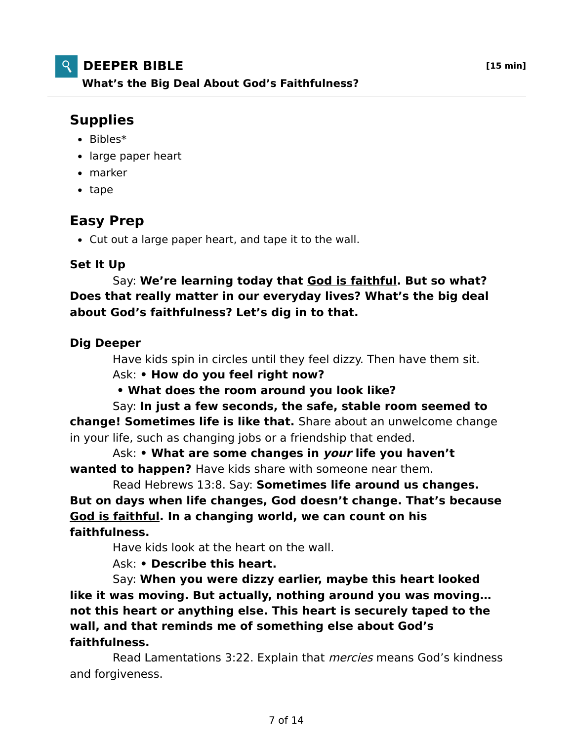# DEEPER BIBLE

**[15 min]**

**What's the Big Deal About God's Faithfulness?**

## Supplies

- Bibles*
- large paper heart
- marker
- tape

## Easy Prep

- Cut out a large paper heart, and tape it to the wall.

### Set It Up

Say: **We're learning today that <u>God is faithful</u>. But so what? Does that really matter in our everyday lives? What's the big deal about God's faithfulness? Let's dig in to that.**

### Dig Deeper

Have kids spin in circles until they feel dizzy. Then have them sit.

Ask: **• How do you feel right now?**

**• What does the room around you look like?**

Say: **In just a few seconds, the safe, stable room seemed to change! Sometimes life is like that.** Share about an unwelcome change in your life, such as changing jobs or a friendship that ended.

Ask: **• What are some changes in *your* life you haven't wanted to happen?** Have kids share with someone near them.

Read Hebrews 13:8. Say: **Sometimes life around us changes. But on days when life changes, God doesn't change. That's because <u>God is faithful</u>. In a changing world, we can count on his faithfulness.**

Have kids look at the heart on the wall.

Ask: **• Describe this heart.**

Say: **When you were dizzy earlier, maybe this heart looked like it was moving. But actually, nothing around you was moving… not this heart or anything else. This heart is securely taped to the wall, and that reminds me of something else about God's faithfulness.**

Read Lamentations 3:22. Explain that *mercies* means God's kindness and forgiveness.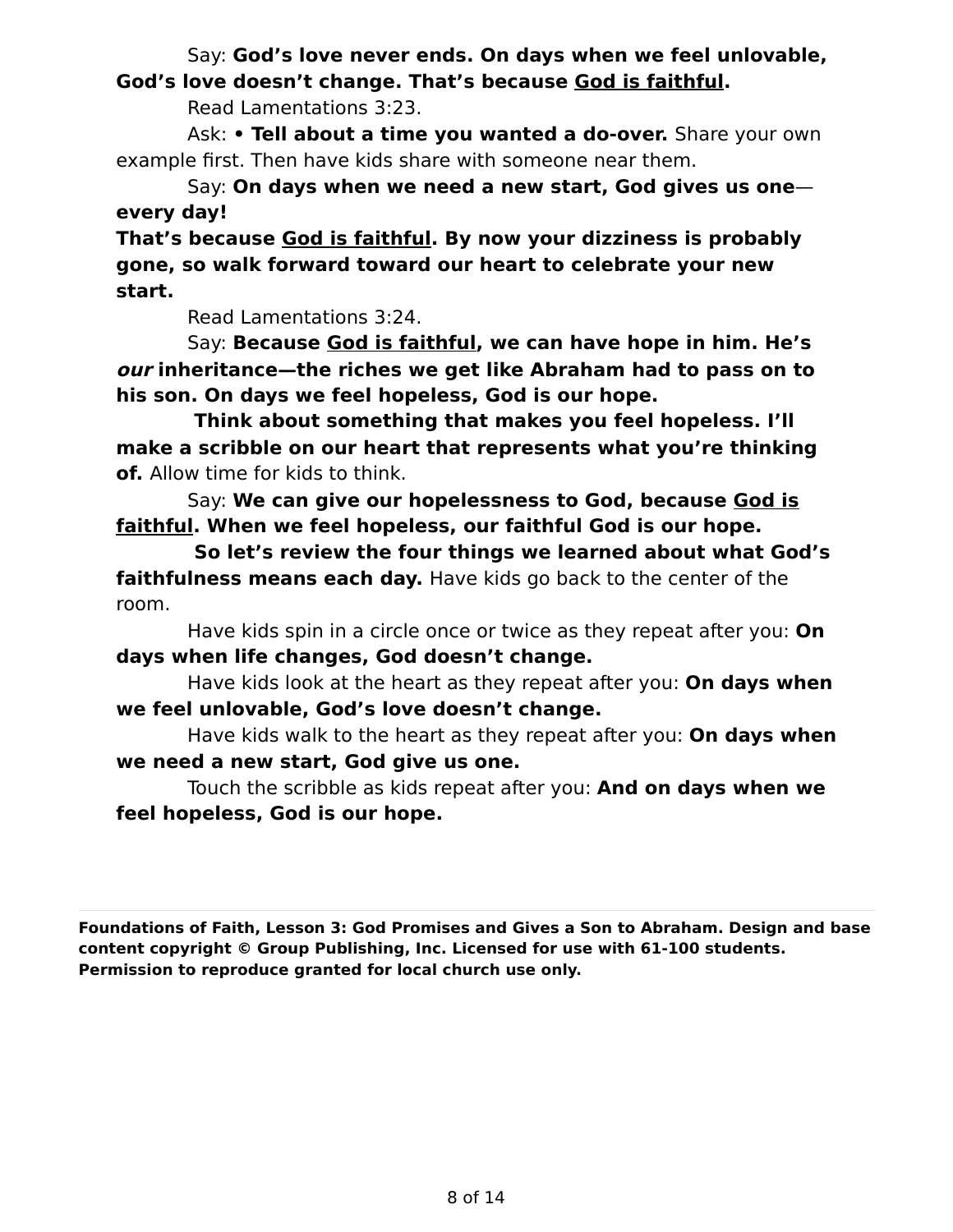Say: **God's love never ends. On days when we feel unlovable, God's love doesn't change. That's because <u>God is faithful</u>.**

Read Lamentations 3:23.

Ask: **• Tell about a time you wanted a do-over.** Share your own example first. Then have kids share with someone near them.

Say: **On days when we need a new start, God gives us one**—**every day!**

**That's because <u>God is faithful</u>. By now your dizziness is probably gone, so walk forward toward our heart to celebrate your new start.**

Read Lamentations 3:24.

Say: **Because <u>God is faithful</u>, we can have hope in him. He's *our* inheritance—the riches we get like Abraham had to pass on to his son. On days we feel hopeless, God is our hope.**

**Think about something that makes you feel hopeless. I'll make a scribble on our heart that represents what you're thinking of.** Allow time for kids to think.

Say: **We can give our hopelessness to God, because <u>God is faithful</u>. When we feel hopeless, our faithful God is our hope.**

**So let's review the four things we learned about what God's faithfulness means each day.** Have kids go back to the center of the room.

Have kids spin in a circle once or twice as they repeat after you: **On days when life changes, God doesn't change.**

Have kids look at the heart as they repeat after you: **On days when we feel unlovable, God's love doesn't change.**

Have kids walk to the heart as they repeat after you: **On days when we need a new start, God give us one.**

Touch the scribble as kids repeat after you: **And on days when we feel hopeless, God is our hope.**

**Foundations of Faith, Lesson 3: God Promises and Gives a Son to Abraham. Design and base content copyright © Group Publishing, Inc. Licensed for use with 61-100 students. Permission to reproduce granted for local church use only.**